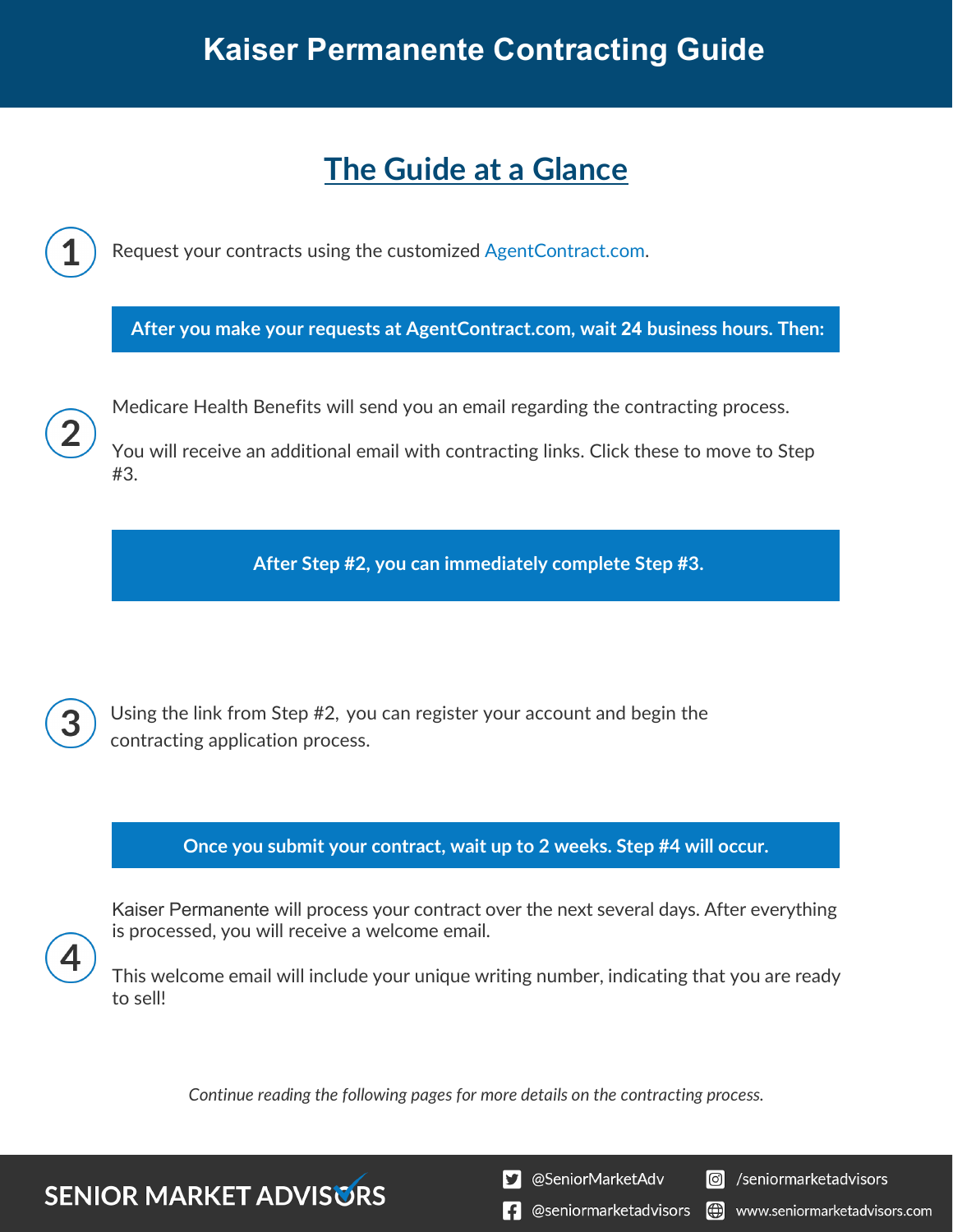# Kaiser Permanente Contracting Guide

## The Guide at a Glance

**1** Request your contracts using the customized AgentContract.com.

**After you make your requests at AgentContract.com, wait 24 business hours. Then:**

**2** Medicare Health Benefits will send you an email regarding the contracting process.

You will receive an additional email with contracting links. Click these to move to Step #3.

**After Step #2, you can immediately complete Step #3.**

**3** Using the link from Step #2, you can register your account and begin the contracting application process.

**Once you submit your contract, wait up to 2 weeks. Step #4 will occur.**

**4** Kaiser Permanente will process your contract over the next several days. After everything is processed, you will receive a welcome email.

This welcome email will include your unique writing number, indicating that you are ready to sell!

*Continue reading the following pages for more details on the contracting process.*

SENIOR MARKET ADVISORS

@SeniorMarketAdv | /seniormarketadvisors
@seniormarketadvisors | www.seniormarketadvisors.com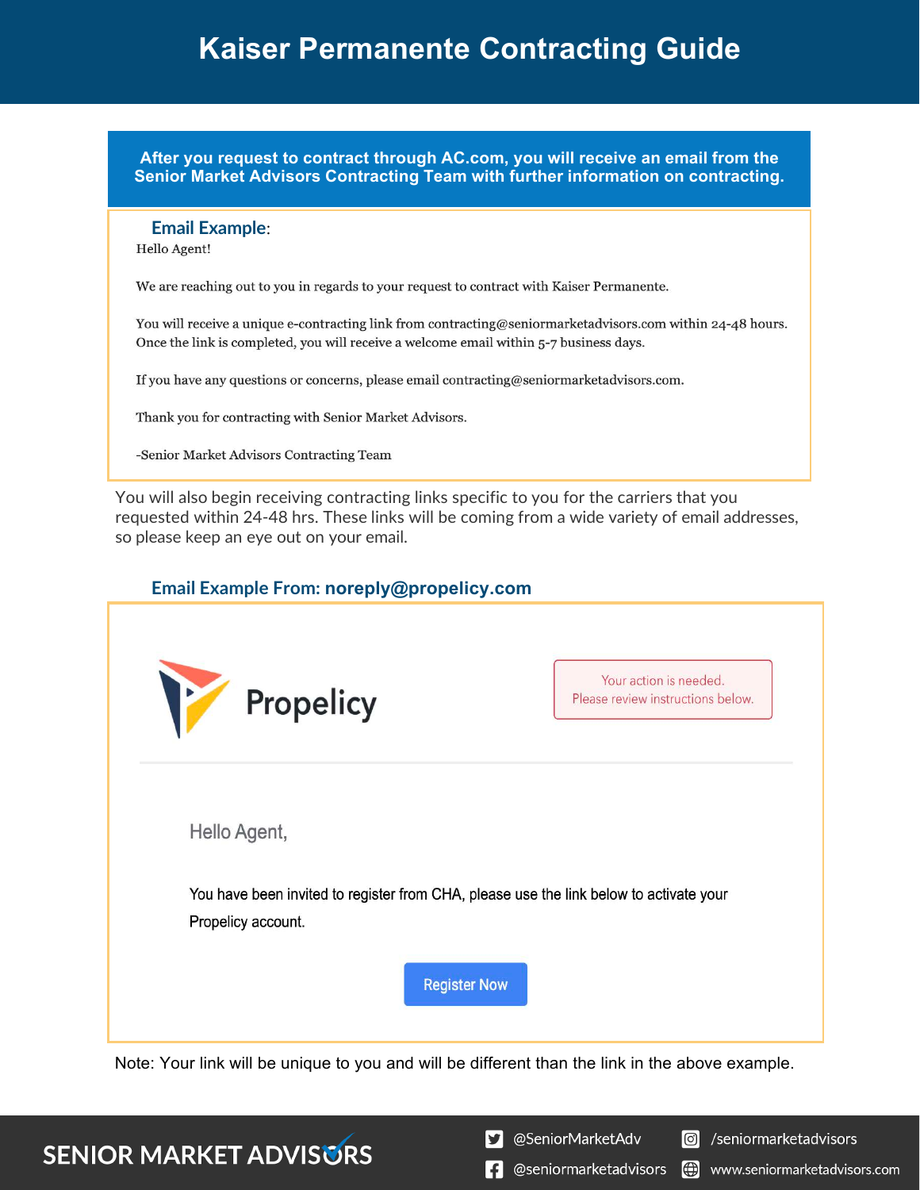# Kaiser Permanente Contracting Guide

**After you request to contract through AC.com, you will receive an email from the Senior Market Advisors Contracting Team with further information on contracting.**

### Email Example:

Hello Agent!

We are reaching out to you in regards to your request to contract with Kaiser Permanente.

You will receive a unique e-contracting link from contracting@seniormarketadvisors.com within 24-48 hours. Once the link is completed, you will receive a welcome email within 5-7 business days.

If you have any questions or concerns, please email contracting@seniormarketadvisors.com.

Thank you for contracting with Senior Market Advisors.

-Senior Market Advisors Contracting Team

You will also begin receiving contracting links specific to you for the carriers that you requested within 24-48 hrs. These links will be coming from a wide variety of email addresses, so please keep an eye out on your email.

### Email Example From: noreply@propelicy.com

Propelicy

Your action is needed.
Please review instructions below.

Hello Agent,

You have been invited to register from CHA, please use the link below to activate your Propelicy account.

Register Now

Note: Your link will be unique to you and will be different than the link in the above example.

SENIOR MARKET ADVISORS

@SeniorMarketAdv | /seniormarketadvisors | @seniormarketadvisors | www.seniormarketadvisors.com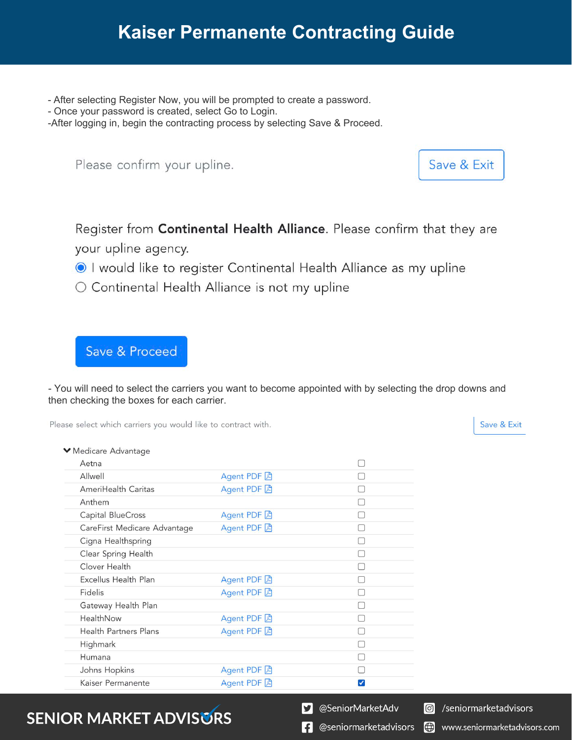# Kaiser Permanente Contracting Guide

- After selecting Register Now, you will be prompted to create a password.
- Once your password is created, select Go to Login.
- After logging in, begin the contracting process by selecting Save & Proceed.

Please confirm your upline.

Save & Exit

Register from **Continental Health Alliance**. Please confirm that they are your upline agency.

- (●) I would like to register Continental Health Alliance as my upline
- ( ) Continental Health Alliance is not my upline

Save & Proceed

- You will need to select the carriers you want to become appointed with by selecting the drop downs and then checking the boxes for each carrier.

Please select which carriers you would like to contract with.

Save & Exit

Medicare Advantage

| Carrier | | |
|---|---|---|
| Aetna | | ☐ |
| Allwell | Agent PDF | ☐ |
| AmeriHealth Caritas | Agent PDF | ☐ |
| Anthem | | ☐ |
| Capital BlueCross | Agent PDF | ☐ |
| CareFirst Medicare Advantage | Agent PDF | ☐ |
| Cigna Healthspring | | ☐ |
| Clear Spring Health | | ☐ |
| Clover Health | | ☐ |
| Excellus Health Plan | Agent PDF | ☐ |
| Fidelis | Agent PDF | ☐ |
| Gateway Health Plan | | ☐ |
| HealthNow | Agent PDF | ☐ |
| Health Partners Plans | Agent PDF | ☐ |
| Highmark | | ☐ |
| Humana | | ☐ |
| Johns Hopkins | Agent PDF | ☐ |
| Kaiser Permanente | Agent PDF | ☑ |

SENIOR MARKET ADVISORS

@SeniorMarketAdv | /seniormarketadvisors | @seniormarketadvisors | www.seniormarketadvisors.com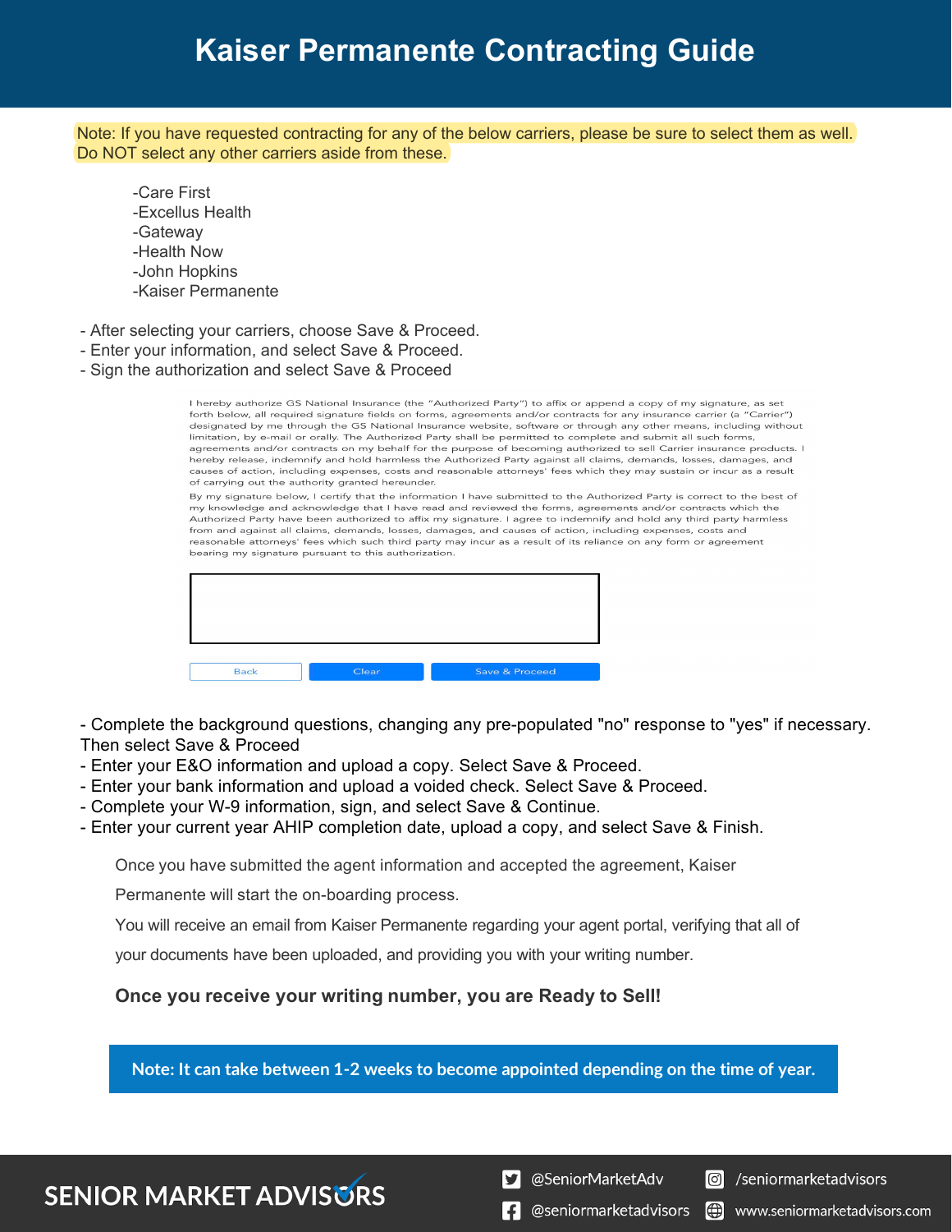# Kaiser Permanente Contracting Guide

Note: If you have requested contracting for any of the below carriers, please be sure to select them as well. Do NOT select any other carriers aside from these.

- -Care First
- -Excellus Health
- -Gateway
- -Health Now
- -John Hopkins
- -Kaiser Permanente

- After selecting your carriers, choose Save & Proceed.
- Enter your information, and select Save & Proceed.
- Sign the authorization and select Save & Proceed

I hereby authorize GS National Insurance (the "Authorized Party") to affix or append a copy of my signature, as set forth below, all required signature fields on forms, agreements and/or contracts for any insurance carrier (a "Carrier") designated by me through the GS National Insurance website, software or through any other means, including without limitation, by e-mail or orally. The Authorized Party shall be permitted to complete and submit all such forms, agreements and/or contracts on my behalf for the purpose of becoming authorized to sell Carrier insurance products. I hereby release, indemnify and hold harmless the Authorized Party against all claims, demands, losses, damages, and causes of action, including expenses, costs and reasonable attorneys' fees which they may sustain or incur as a result of carrying out the authority granted hereunder.

By my signature below, I certify that the information I have submitted to the Authorized Party is correct to the best of my knowledge and acknowledge that I have read and reviewed the forms, agreements and/or contracts which the Authorized Party have been authorized to affix my signature. I agree to indemnify and hold any third party harmless from and against all claims, demands, losses, damages, and causes of action, including expenses, costs and reasonable attorneys' fees which such third party may incur as a result of its reliance on any form or agreement bearing my signature pursuant to this authorization.

Back | Clear | Save & Proceed

- Complete the background questions, changing any pre-populated "no" response to "yes" if necessary. Then select Save & Proceed
- Enter your E&O information and upload a copy. Select Save & Proceed.
- Enter your bank information and upload a voided check. Select Save & Proceed.
- Complete your W-9 information, sign, and select Save & Continue.
- Enter your current year AHIP completion date, upload a copy, and select Save & Finish.

Once you have submitted the agent information and accepted the agreement, Kaiser Permanente will start the on-boarding process.

You will receive an email from Kaiser Permanente regarding your agent portal, verifying that all of your documents have been uploaded, and providing you with your writing number.

**Once you receive your writing number, you are Ready to Sell!**

**Note: It can take between 1-2 weeks to become appointed depending on the time of year.**

SENIOR MARKET ADVISORS

@SenioMarketAdv
/seniormarketadvisors
@seniormarketadvisors
www.seniormarketadvisors.com